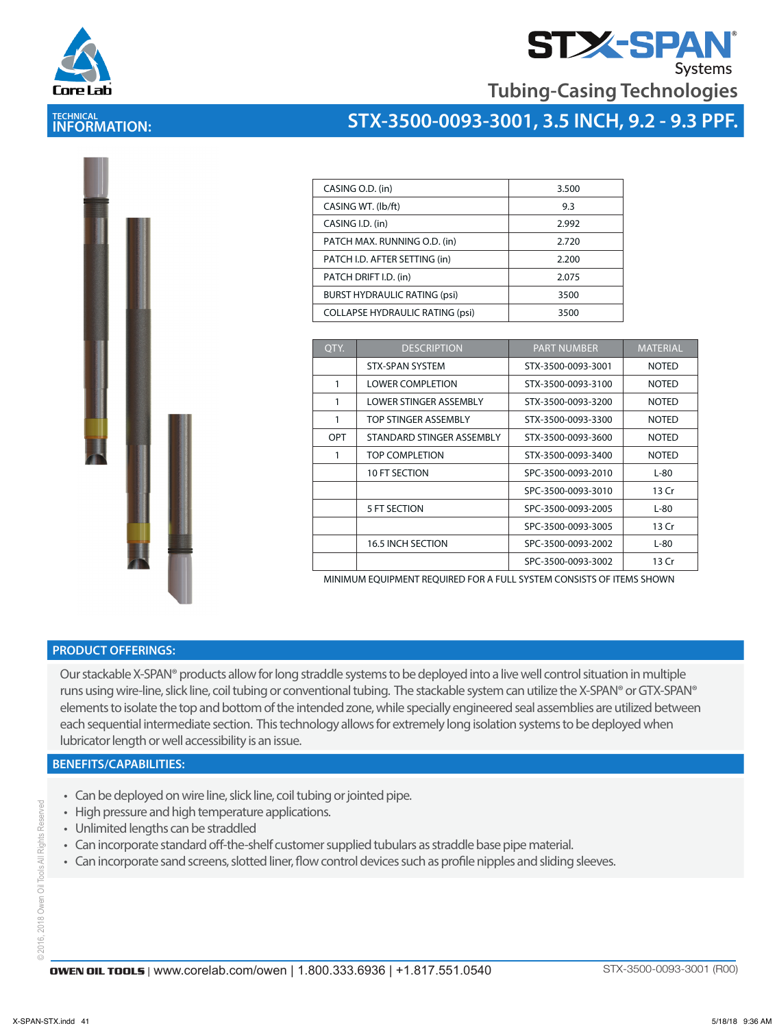# STX-SPAN® Systems

## Tubing-Casing Technologies

**TECHNICAL INFORMATION:**

## STX-3500-0093-3001, 3.5 INCH, 9.2 - 9.3 PPF.

| | |
|---|---|
| CASING O.D. (in) | 3.500 |
| CASING WT. (lb/ft) | 9.3 |
| CASING I.D. (in) | 2.992 |
| PATCH MAX. RUNNING O.D. (in) | 2.720 |
| PATCH I.D. AFTER SETTING (in) | 2.200 |
| PATCH DRIFT I.D. (in) | 2.075 |
| BURST HYDRAULIC RATING (psi) | 3500 |
| COLLAPSE HYDRAULIC RATING (psi) | 3500 |

| QTY. | DESCRIPTION | PART NUMBER | MATERIAL |
|---|---|---|---|
| | STX-SPAN SYSTEM | STX-3500-0093-3001 | NOTED |
| 1 | LOWER COMPLETION | STX-3500-0093-3100 | NOTED |
| 1 | LOWER STINGER ASSEMBLY | STX-3500-0093-3200 | NOTED |
| 1 | TOP STINGER ASSEMBLY | STX-3500-0093-3300 | NOTED |
| OPT | STANDARD STINGER ASSEMBLY | STX-3500-0093-3600 | NOTED |
| 1 | TOP COMPLETION | STX-3500-0093-3400 | NOTED |
| | 10 FT SECTION | SPC-3500-0093-2010 | L-80 |
| | | SPC-3500-0093-3010 | 13 Cr |
| | 5 FT SECTION | SPC-3500-0093-2005 | L-80 |
| | | SPC-3500-0093-3005 | 13 Cr |
| | 16.5 INCH SECTION | SPC-3500-0093-2002 | L-80 |
| | | SPC-3500-0093-3002 | 13 Cr |

MINIMUM EQUIPMENT REQUIRED FOR A FULL SYSTEM CONSISTS OF ITEMS SHOWN

### PRODUCT OFFERINGS:

Our stackable X-SPAN® products allow for long straddle systems to be deployed into a live well control situation in multiple runs using wire-line, slick line, coil tubing or conventional tubing. The stackable system can utilize the X-SPAN® or GTX-SPAN® elements to isolate the top and bottom of the intended zone, while specially engineered seal assemblies are utilized between each sequential intermediate section. This technology allows for extremely long isolation systems to be deployed when lubricator length or well accessibility is an issue.

### BENEFITS/CAPABILITIES:

- Can be deployed on wire line, slick line, coil tubing or jointed pipe.
- High pressure and high temperature applications.
- Unlimited lengths can be straddled
- Can incorporate standard off-the-shelf customer supplied tubulars as straddle base pipe material.
- Can incorporate sand screens, slotted liner, flow control devices such as profile nipples and sliding sleeves.

OWEN OIL TOOLS | www.corelab.com/owen | 1.800.333.6936 | +1.817.551.0540 STX-3500-0093-3001 (R00)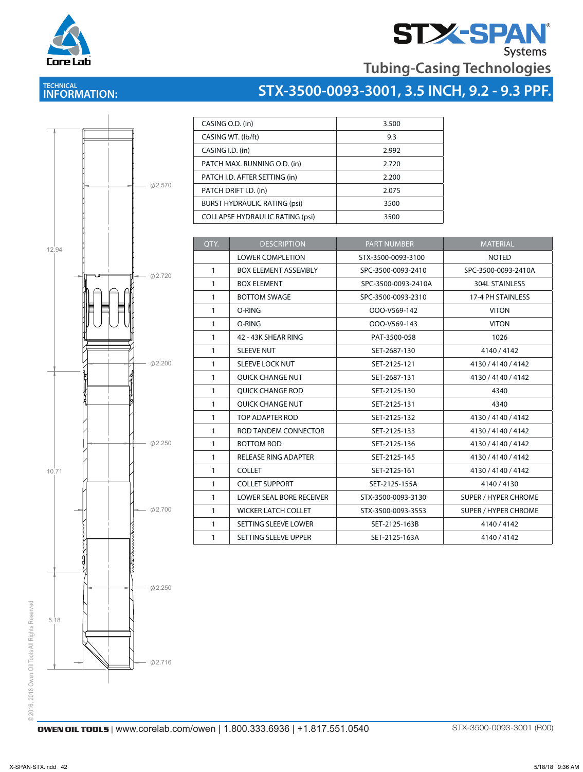# STX-SPAN® Systems

## Tubing-Casing Technologies

**TECHNICAL INFORMATION:** **STX-3500-0093-3001, 3.5 INCH, 9.2 - 9.3 PPF.**

12.94

10.71

5.18

⌀2.570

⌀2.720

⌀2.200

⌀2.250

⌀2.700

⌀2.250

⌀2.716

| | |
|---|---|
| CASING O.D. (in) | 3.500 |
| CASING WT. (lb/ft) | 9.3 |
| CASING I.D. (in) | 2.992 |
| PATCH MAX. RUNNING O.D. (in) | 2.720 |
| PATCH I.D. AFTER SETTING (in) | 2.200 |
| PATCH DRIFT I.D. (in) | 2.075 |
| BURST HYDRAULIC RATING (psi) | 3500 |
| COLLAPSE HYDRAULIC RATING (psi) | 3500 |

| QTY. | DESCRIPTION | PART NUMBER | MATERIAL |
|---|---|---|---|
| | LOWER COMPLETION | STX-3500-0093-3100 | NOTED |
| 1 | BOX ELEMENT ASSEMBLY | SPC-3500-0093-2410 | SPC-3500-0093-2410A |
| 1 | BOX ELEMENT | SPC-3500-0093-2410A | 304L STAINLESS |
| 1 | BOTTOM SWAGE | SPC-3500-0093-2310 | 17-4 PH STAINLESS |
| 1 | O-RING | OOO-V569-142 | VITON |
| 1 | O-RING | OOO-V569-143 | VITON |
| 1 | 42 - 43K SHEAR RING | PAT-3500-058 | 1026 |
| 1 | SLEEVE NUT | SET-2687-130 | 4140 / 4142 |
| 1 | SLEEVE LOCK NUT | SET-2125-121 | 4130 / 4140 / 4142 |
| 1 | QUICK CHANGE NUT | SET-2687-131 | 4130 / 4140 / 4142 |
| 1 | QUICK CHANGE ROD | SET-2125-130 | 4340 |
| 1 | QUICK CHANGE NUT | SET-2125-131 | 4340 |
| 1 | TOP ADAPTER ROD | SET-2125-132 | 4130 / 4140 / 4142 |
| 1 | ROD TANDEM CONNECTOR | SET-2125-133 | 4130 / 4140 / 4142 |
| 1 | BOTTOM ROD | SET-2125-136 | 4130 / 4140 / 4142 |
| 1 | RELEASE RING ADAPTER | SET-2125-145 | 4130 / 4140 / 4142 |
| 1 | COLLET | SET-2125-161 | 4130 / 4140 / 4142 |
| 1 | COLLET SUPPORT | SET-2125-155A | 4140 / 4130 |
| 1 | LOWER SEAL BORE RECEIVER | STX-3500-0093-3130 | SUPER / HYPER CHROME |
| 1 | WICKER LATCH COLLET | STX-3500-0093-3553 | SUPER / HYPER CHROME |
| 1 | SETTING SLEEVE LOWER | SET-2125-163B | 4140 / 4142 |
| 1 | SETTING SLEEVE UPPER | SET-2125-163A | 4140 / 4142 |

© 2016, 2018 Owen Oil Tools All Rights Reserved

**OWEN OIL TOOLS** | www.corelab.com/owen | 1.800.333.6936 | +1.817.551.0540 STX-3500-0093-3001 (R00)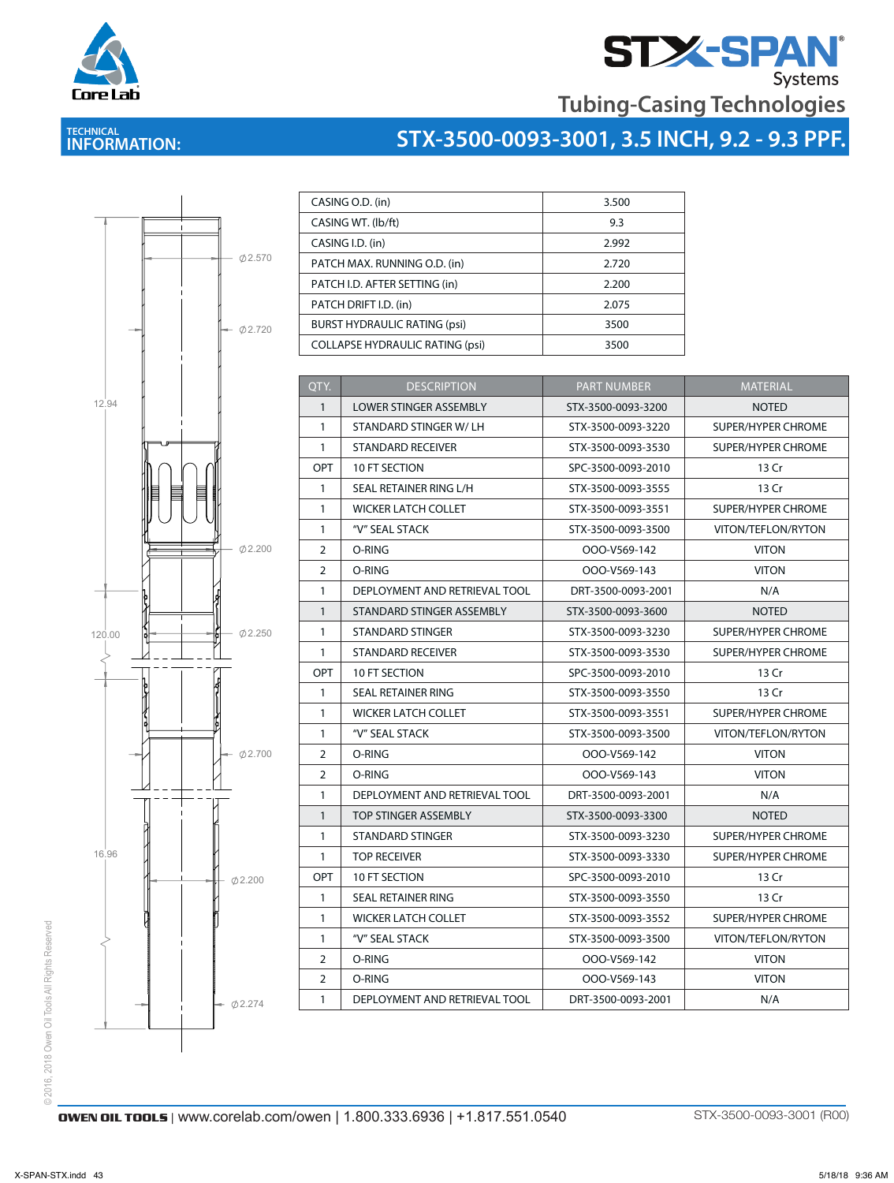Core Lab

# STX-SPAN® Systems

## Tubing-Casing Technologies

**TECHNICAL INFORMATION:**

## STX-3500-0093-3001, 3.5 INCH, 9.2 - 9.3 PPF.

| | |
|---|---|
| CASING O.D. (in) | 3.500 |
| CASING WT. (lb/ft) | 9.3 |
| CASING I.D. (in) | 2.992 |
| PATCH MAX. RUNNING O.D. (in) | 2.720 |
| PATCH I.D. AFTER SETTING (in) | 2.200 |
| PATCH DRIFT I.D. (in) | 2.075 |
| BURST HYDRAULIC RATING (psi) | 3500 |
| COLLAPSE HYDRAULIC RATING (psi) | 3500 |

| QTY. | DESCRIPTION | PART NUMBER | MATERIAL |
|---|---|---|---|
| 1 | LOWER STINGER ASSEMBLY | STX-3500-0093-3200 | NOTED |
| 1 | STANDARD STINGER W/ LH | STX-3500-0093-3220 | SUPER/HYPER CHROME |
| 1 | STANDARD RECEIVER | STX-3500-0093-3530 | SUPER/HYPER CHROME |
| OPT | 10 FT SECTION | SPC-3500-0093-2010 | 13 Cr |
| 1 | SEAL RETAINER RING L/H | STX-3500-0093-3555 | 13 Cr |
| 1 | WICKER LATCH COLLET | STX-3500-0093-3551 | SUPER/HYPER CHROME |
| 1 | "V" SEAL STACK | STX-3500-0093-3500 | VITON/TEFLON/RYTON |
| 2 | O-RING | OOO-V569-142 | VITON |
| 2 | O-RING | OOO-V569-143 | VITON |
| 1 | DEPLOYMENT AND RETRIEVAL TOOL | DRT-3500-0093-2001 | N/A |
| 1 | STANDARD STINGER ASSEMBLY | STX-3500-0093-3600 | NOTED |
| 1 | STANDARD STINGER | STX-3500-0093-3230 | SUPER/HYPER CHROME |
| 1 | STANDARD RECEIVER | STX-3500-0093-3530 | SUPER/HYPER CHROME |
| OPT | 10 FT SECTION | SPC-3500-0093-2010 | 13 Cr |
| 1 | SEAL RETAINER RING | STX-3500-0093-3550 | 13 Cr |
| 1 | WICKER LATCH COLLET | STX-3500-0093-3551 | SUPER/HYPER CHROME |
| 1 | "V" SEAL STACK | STX-3500-0093-3500 | VITON/TEFLON/RYTON |
| 2 | O-RING | OOO-V569-142 | VITON |
| 2 | O-RING | OOO-V569-143 | VITON |
| 1 | DEPLOYMENT AND RETRIEVAL TOOL | DRT-3500-0093-2001 | N/A |
| 1 | TOP STINGER ASSEMBLY | STX-3500-0093-3300 | NOTED |
| 1 | STANDARD STINGER | STX-3500-0093-3230 | SUPER/HYPER CHROME |
| 1 | TOP RECEIVER | STX-3500-0093-3330 | SUPER/HYPER CHROME |
| OPT | 10 FT SECTION | SPC-3500-0093-2010 | 13 Cr |
| 1 | SEAL RETAINER RING | STX-3500-0093-3550 | 13 Cr |
| 1 | WICKER LATCH COLLET | STX-3500-0093-3552 | SUPER/HYPER CHROME |
| 1 | "V" SEAL STACK | STX-3500-0093-3500 | VITON/TEFLON/RYTON |
| 2 | O-RING | OOO-V569-142 | VITON |
| 2 | O-RING | OOO-V569-143 | VITON |
| 1 | DEPLOYMENT AND RETRIEVAL TOOL | DRT-3500-0093-2001 | N/A |

12.94 | 120.00 | 16.96 | Ø2.570 | Ø2.720 | Ø2.200 | Ø2.250 | Ø2.700 | Ø2.200 | Ø2.274

©2016, 2018 Owen Oil Tools All Rights Reserved

**OWEN OIL TOOLS** | www.corelab.com/owen | 1.800.333.6936 | +1.817.551.0540 STX-3500-0093-3001 (R00)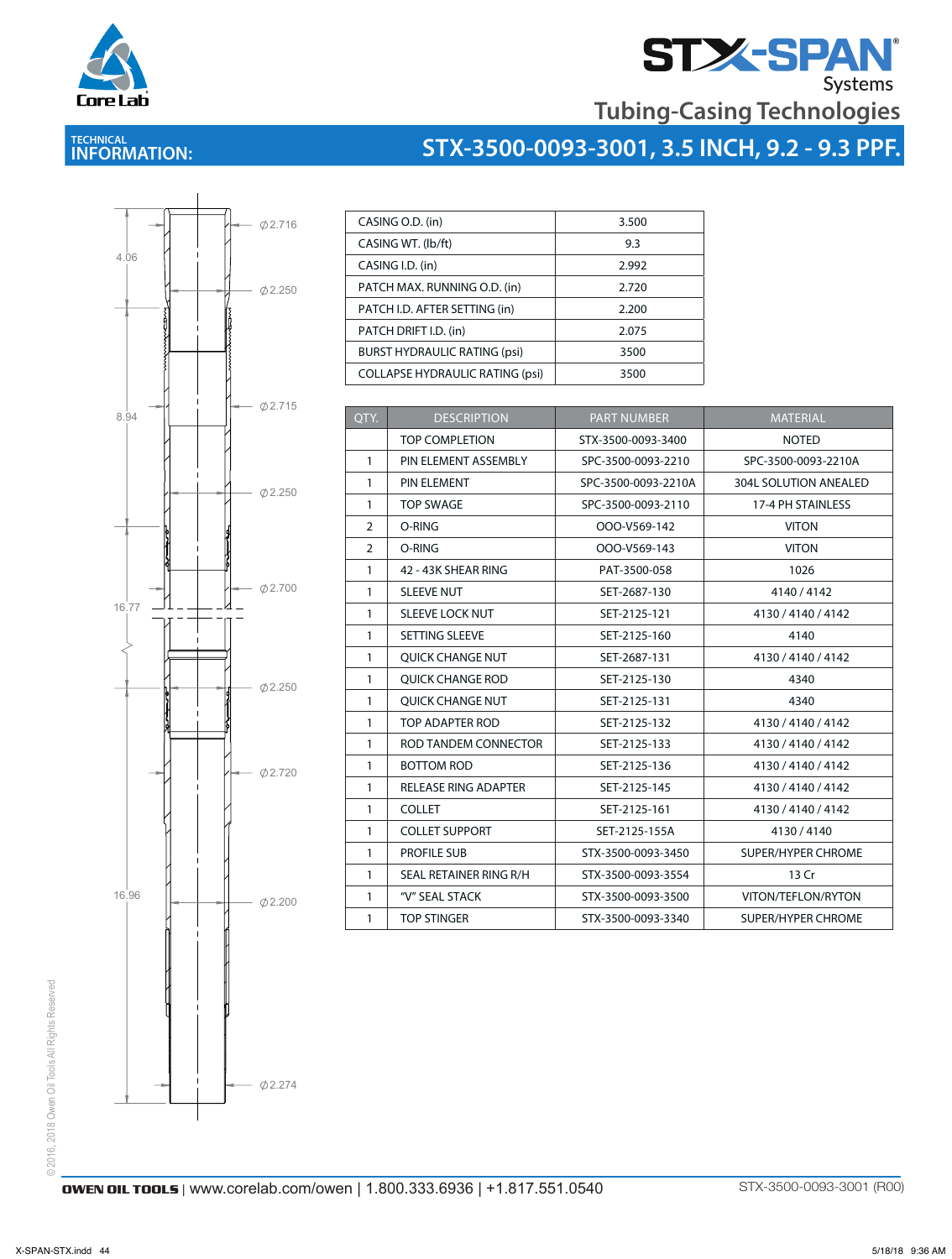# STX-SPAN Systems

## Tubing-Casing Technologies

### TECHNICAL INFORMATION: STX-3500-0093-3001, 3.5 INCH, 9.2 - 9.3 PPF.

| | |
|---|---|
| CASING O.D. (in) | 3.500 |
| CASING WT. (lb/ft) | 9.3 |
| CASING I.D. (in) | 2.992 |
| PATCH MAX. RUNNING O.D. (in) | 2.720 |
| PATCH I.D. AFTER SETTING (in) | 2.200 |
| PATCH DRIFT I.D. (in) | 2.075 |
| BURST HYDRAULIC RATING (psi) | 3500 |
| COLLAPSE HYDRAULIC RATING (psi) | 3500 |

| QTY. | DESCRIPTION | PART NUMBER | MATERIAL |
|---|---|---|---|
| | TOP COMPLETION | STX-3500-0093-3400 | NOTED |
| 1 | PIN ELEMENT ASSEMBLY | SPC-3500-0093-2210 | SPC-3500-0093-2210A |
| 1 | PIN ELEMENT | SPC-3500-0093-2210A | 304L SOLUTION ANEALED |
| 1 | TOP SWAGE | SPC-3500-0093-2110 | 17-4 PH STAINLESS |
| 2 | O-RING | OOO-V569-142 | VITON |
| 2 | O-RING | OOO-V569-143 | VITON |
| 1 | 42 - 43K SHEAR RING | PAT-3500-058 | 1026 |
| 1 | SLEEVE NUT | SET-2687-130 | 4140 / 4142 |
| 1 | SLEEVE LOCK NUT | SET-2125-121 | 4130 / 4140 / 4142 |
| 1 | SETTING SLEEVE | SET-2125-160 | 4140 |
| 1 | QUICK CHANGE NUT | SET-2687-131 | 4130 / 4140 / 4142 |
| 1 | QUICK CHANGE ROD | SET-2125-130 | 4340 |
| 1 | QUICK CHANGE NUT | SET-2125-131 | 4340 |
| 1 | TOP ADAPTER ROD | SET-2125-132 | 4130 / 4140 / 4142 |
| 1 | ROD TANDEM CONNECTOR | SET-2125-133 | 4130 / 4140 / 4142 |
| 1 | BOTTOM ROD | SET-2125-136 | 4130 / 4140 / 4142 |
| 1 | RELEASE RING ADAPTER | SET-2125-145 | 4130 / 4140 / 4142 |
| 1 | COLLET | SET-2125-161 | 4130 / 4140 / 4142 |
| 1 | COLLET SUPPORT | SET-2125-155A | 4130 / 4140 |
| 1 | PROFILE SUB | STX-3500-0093-3450 | SUPER/HYPER CHROME |
| 1 | SEAL RETAINER RING R/H | STX-3500-0093-3554 | 13 Cr |
| 1 | "V" SEAL STACK | STX-3500-0093-3500 | VITON/TEFLON/RYTON |
| 1 | TOP STINGER | STX-3500-0093-3340 | SUPER/HYPER CHROME |

Drawing dimensions: 4.06, 8.94, 16.77, 16.96; Ø2.716, Ø2.250, Ø2.715, Ø2.250, Ø2.700, Ø2.250, Ø2.720, Ø2.200, Ø2.274

OWEN OIL TOOLS | www.corelab.com/owen | 1.800.333.6936 | +1.817.551.0540

STX-3500-0093-3001 (R00)

© 2016, 2018 Owen Oil Tools All Rights Reserved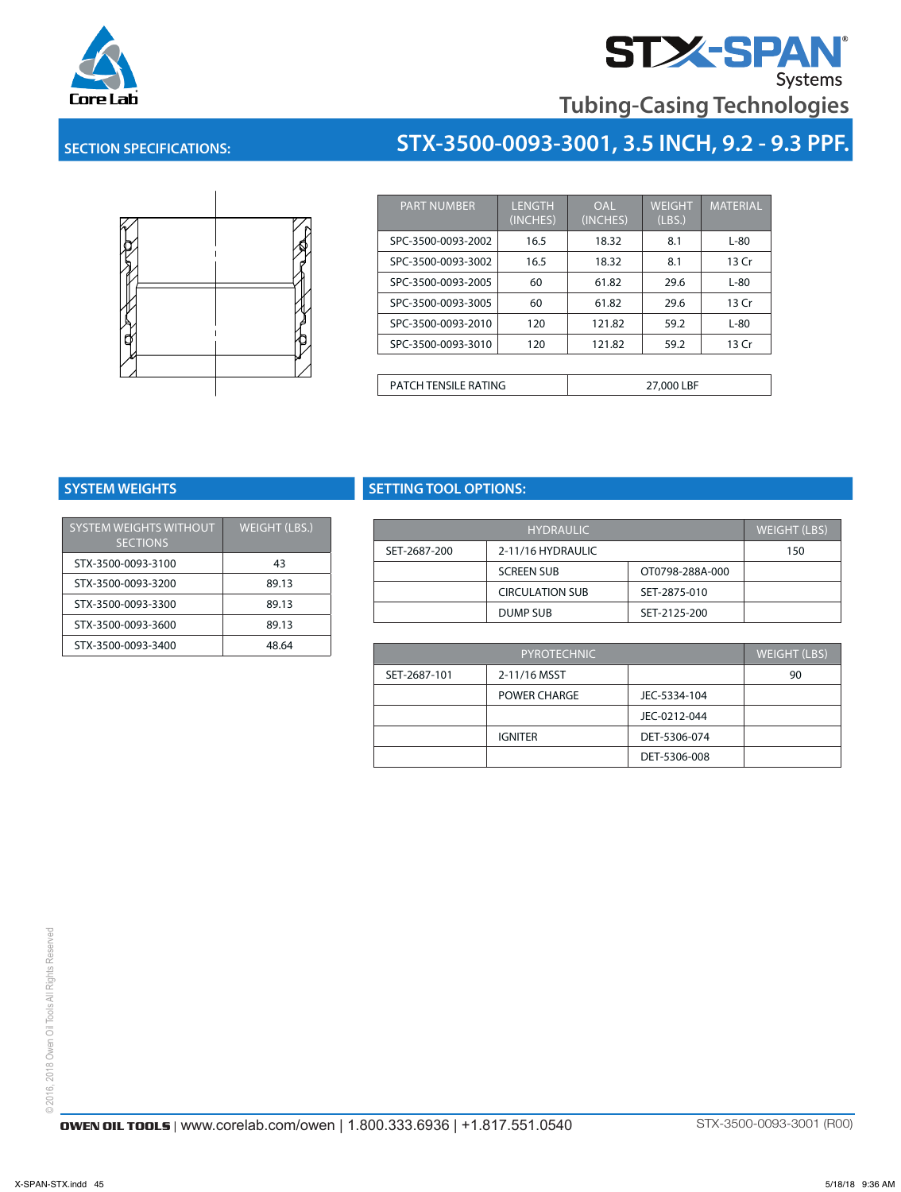STX-SPAN® Systems

Tubing-Casing Technologies

## SECTION SPECIFICATIONS: STX-3500-0093-3001, 3.5 INCH, 9.2 - 9.3 PPF.

| PART NUMBER | LENGTH (INCHES) | OAL (INCHES) | WEIGHT (LBS.) | MATERIAL |
|---|---|---|---|---|
| SPC-3500-0093-2002 | 16.5 | 18.32 | 8.1 | L-80 |
| SPC-3500-0093-3002 | 16.5 | 18.32 | 8.1 | 13 Cr |
| SPC-3500-0093-2005 | 60 | 61.82 | 29.6 | L-80 |
| SPC-3500-0093-3005 | 60 | 61.82 | 29.6 | 13 Cr |
| SPC-3500-0093-2010 | 120 | 121.82 | 59.2 | L-80 |
| SPC-3500-0093-3010 | 120 | 121.82 | 59.2 | 13 Cr |

| PATCH TENSILE RATING | 27,000 LBF |
|---|---|

## SYSTEM WEIGHTS

| SYSTEM WEIGHTS WITHOUT SECTIONS | WEIGHT (LBS.) |
|---|---|
| STX-3500-0093-3100 | 43 |
| STX-3500-0093-3200 | 89.13 |
| STX-3500-0093-3300 | 89.13 |
| STX-3500-0093-3600 | 89.13 |
| STX-3500-0093-3400 | 48.64 |

## SETTING TOOL OPTIONS:

| HYDRAULIC | | | WEIGHT (LBS) |
|---|---|---|---|
| SET-2687-200 | 2-11/16 HYDRAULIC | | 150 |
| | SCREEN SUB | OT0798-288A-000 | |
| | CIRCULATION SUB | SET-2875-010 | |
| | DUMP SUB | SET-2125-200 | |

| PYROTECHNIC | | | WEIGHT (LBS) |
|---|---|---|---|
| SET-2687-101 | 2-11/16 MSST | | 90 |
| | POWER CHARGE | JEC-5334-104 | |
| | | JEC-0212-044 | |
| | IGNITER | DET-5306-074 | |
| | | DET-5306-008 | |

©2016, 2018 Owen Oil Tools All Rights Reserved

OWEN OIL TOOLS | www.corelab.com/owen | 1.800.333.6936 | +1.817.551.0540

STX-3500-0093-3001 (R00)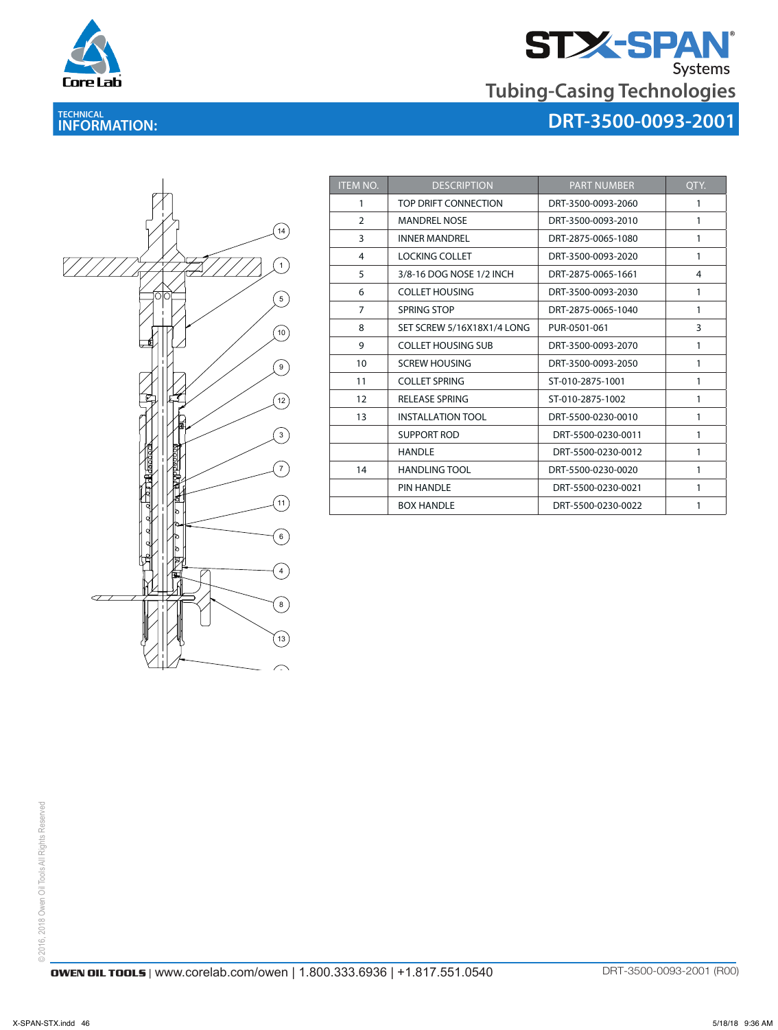# STX-SPAN® Systems

## Tubing-Casing Technologies

TECHNICAL
**INFORMATION:**

## DRT-3500-0093-2001

14
1
5
10
9
12
3
7
11
6
4
8
13

| ITEM NO. | DESCRIPTION | PART NUMBER | QTY. |
|---|---|---|---|
| 1 | TOP DRIFT CONNECTION | DRT-3500-0093-2060 | 1 |
| 2 | MANDREL NOSE | DRT-3500-0093-2010 | 1 |
| 3 | INNER MANDREL | DRT-2875-0065-1080 | 1 |
| 4 | LOCKING COLLET | DRT-3500-0093-2020 | 1 |
| 5 | 3/8-16 DOG NOSE 1/2 INCH | DRT-2875-0065-1661 | 4 |
| 6 | COLLET HOUSING | DRT-3500-0093-2030 | 1 |
| 7 | SPRING STOP | DRT-2875-0065-1040 | 1 |
| 8 | SET SCREW 5/16X18X1/4 LONG | PUR-0501-061 | 3 |
| 9 | COLLET HOUSING SUB | DRT-3500-0093-2070 | 1 |
| 10 | SCREW HOUSING | DRT-3500-0093-2050 | 1 |
| 11 | COLLET SPRING | ST-010-2875-1001 | 1 |
| 12 | RELEASE SPRING | ST-010-2875-1002 | 1 |
| 13 | INSTALLATION TOOL | DRT-5500-0230-0010 | 1 |
| | SUPPORT ROD | DRT-5500-0230-0011 | 1 |
| | HANDLE | DRT-5500-0230-0012 | 1 |
| 14 | HANDLING TOOL | DRT-5500-0230-0020 | 1 |
| | PIN HANDLE | DRT-5500-0230-0021 | 1 |
| | BOX HANDLE | DRT-5500-0230-0022 | 1 |

©2016, 2018 Owen Oil Tools All Rights Reserved

**OWEN OIL TOOLS** | www.corelab.com/owen | 1.800.333.6936 | +1.817.551.0540

DRT-3500-0093-2001 (R00)